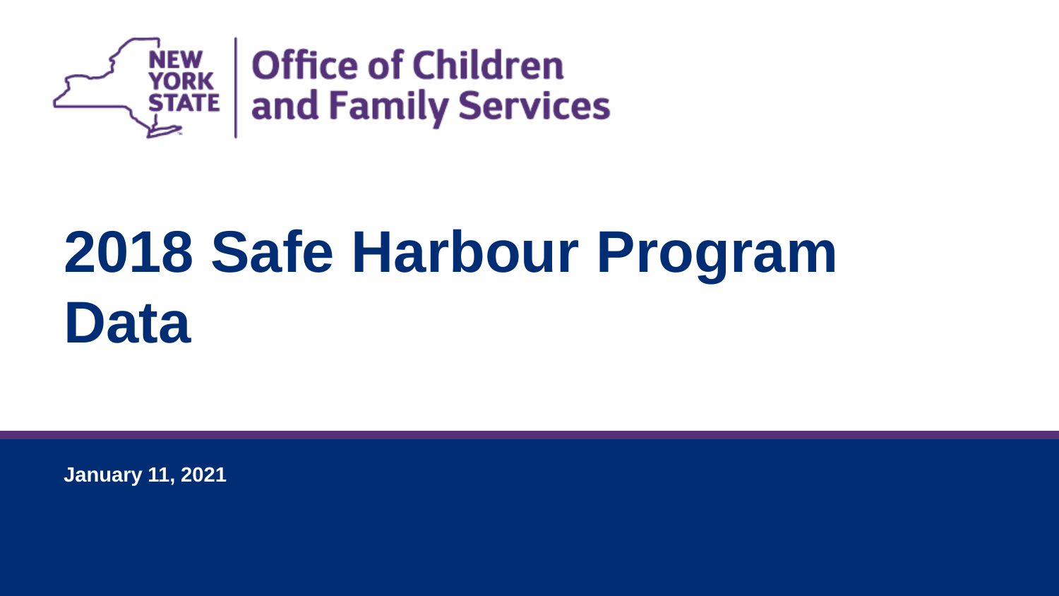NEW YORK STATE | Office of Children and Family Services

# 2018 Safe Harbour Program Data

January 11, 2021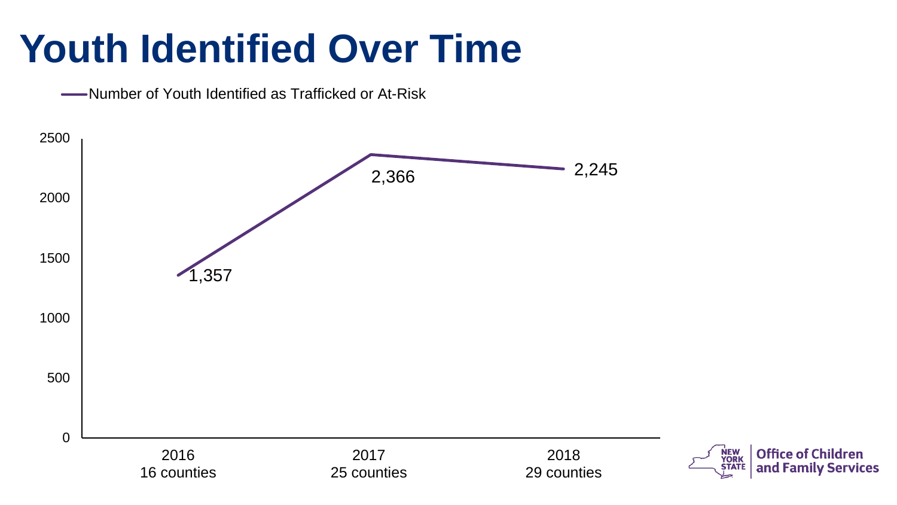# Youth Identified Over Time

Number of Youth Identified as Trafficked or At-Risk

| Year | Counties | Number of Youth Identified as Trafficked or At-Risk |
| --- | --- | --- |
| 2016 | 16 counties | 1,357 |
| 2017 | 25 counties | 2,366 |
| 2018 | 29 counties | 2,245 |

NEW YORK STATE | Office of Children and Family Services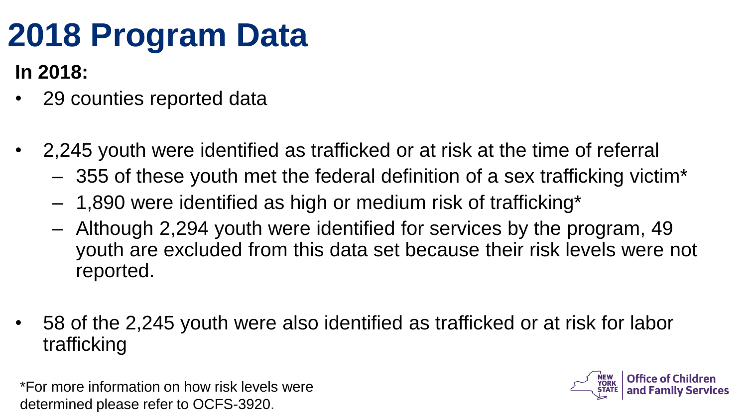# 2018 Program Data

**In 2018:**

- 29 counties reported data
- 2,245 youth were identified as trafficked or at risk at the time of referral
  - 355 of these youth met the federal definition of a sex trafficking victim*
  - 1,890 were identified as high or medium risk of trafficking*
  - Although 2,294 youth were identified for services by the program, 49 youth are excluded from this data set because their risk levels were not reported.
- 58 of the 2,245 youth were also identified as trafficked or at risk for labor trafficking

*For more information on how risk levels were determined please refer to OCFS-3920.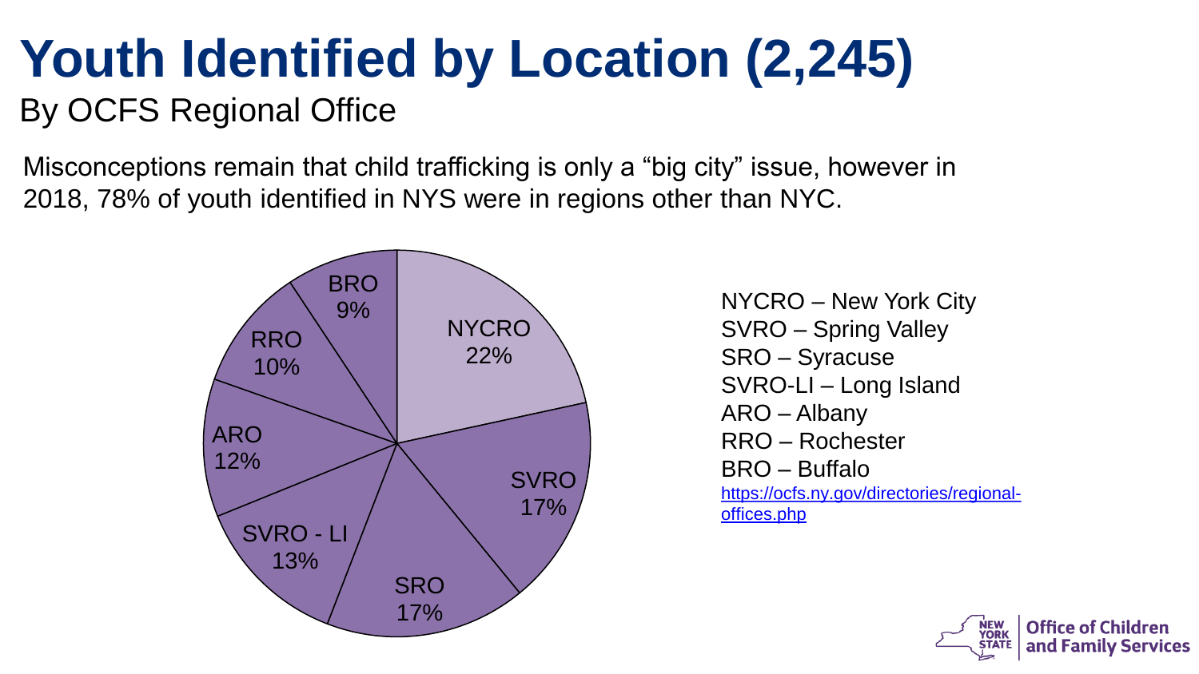# Youth Identified by Location (2,245)

## By OCFS Regional Office

Misconceptions remain that child trafficking is only a "big city" issue, however in 2018, 78% of youth identified in NYS were in regions other than NYC.

| Region | Percentage |
|---|---|
| NYCRO | 22% |
| SVRO | 17% |
| SRO | 17% |
| SVRO - LI | 13% |
| ARO | 12% |
| RRO | 10% |
| BRO | 9% |

NYCRO – New York City
SVRO – Spring Valley
SRO – Syracuse
SVRO-LI – Long Island
ARO – Albany
RRO – Rochester
BRO – Buffalo

https://ocfs.ny.gov/directories/regional-offices.php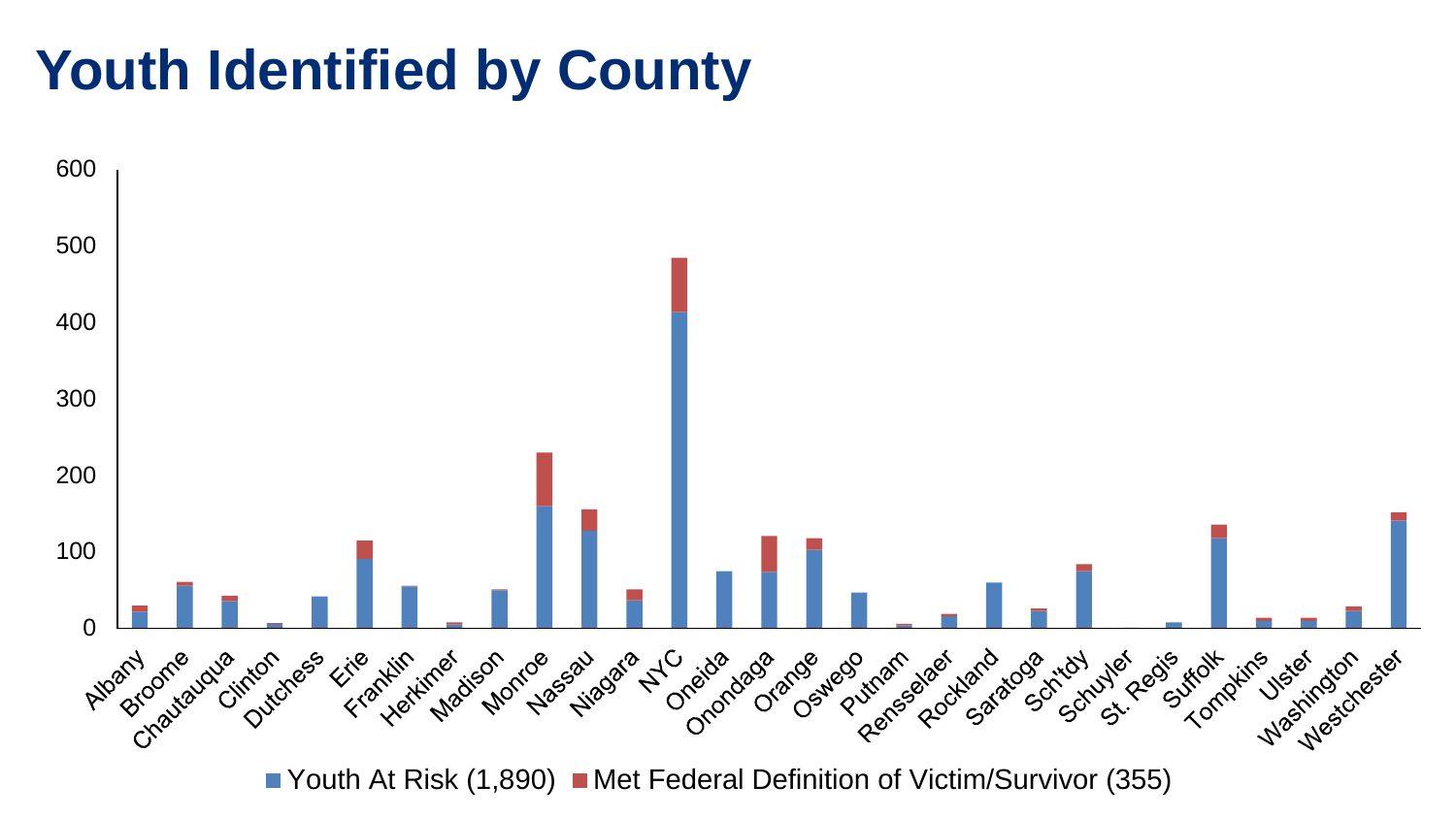# Youth Identified by County

■ Youth At Risk (1,890) ■ Met Federal Definition of Victim/Survivor (355)

Counties: Albany, Broome, Chautauqua, Clinton, Dutchess, Erie, Franklin, Herkimer, Madison, Monroe, Nassau, Niagara, NYC, Oneida, Onondaga, Orange, Oswego, Putnam, Rensselaer, Rockland, Saratoga, Sch'tdy, Schuyler, St. Regis, Suffolk, Tompkins, Ulster, Washington, Westchester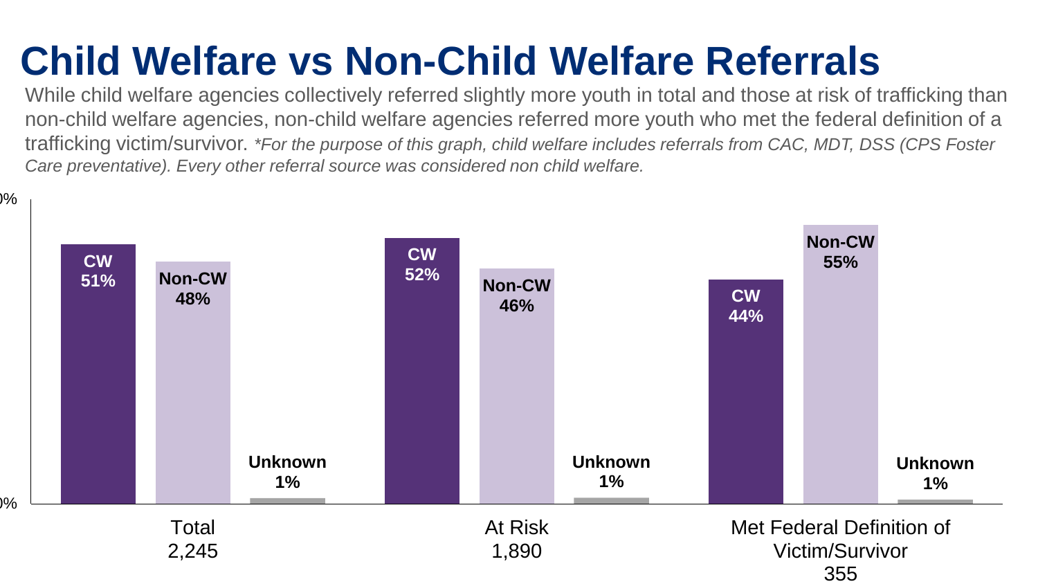# Child Welfare vs Non-Child Welfare Referrals

While child welfare agencies collectively referred slightly more youth in total and those at risk of trafficking than non-child welfare agencies, non-child welfare agencies referred more youth who met the federal definition of a trafficking victim/survivor. *\*For the purpose of this graph, child welfare includes referrals from CAC, MDT, DSS (CPS Foster Care preventative). Every other referral source was considered non child welfare.*

| | CW | Non-CW | Unknown |
|---|---|---|---|
| Total 2,245 | 51% | 48% | 1% |
| At Risk 1,890 | 52% | 46% | 1% |
| Met Federal Definition of Victim/Survivor 355 | 44% | 55% | 1% |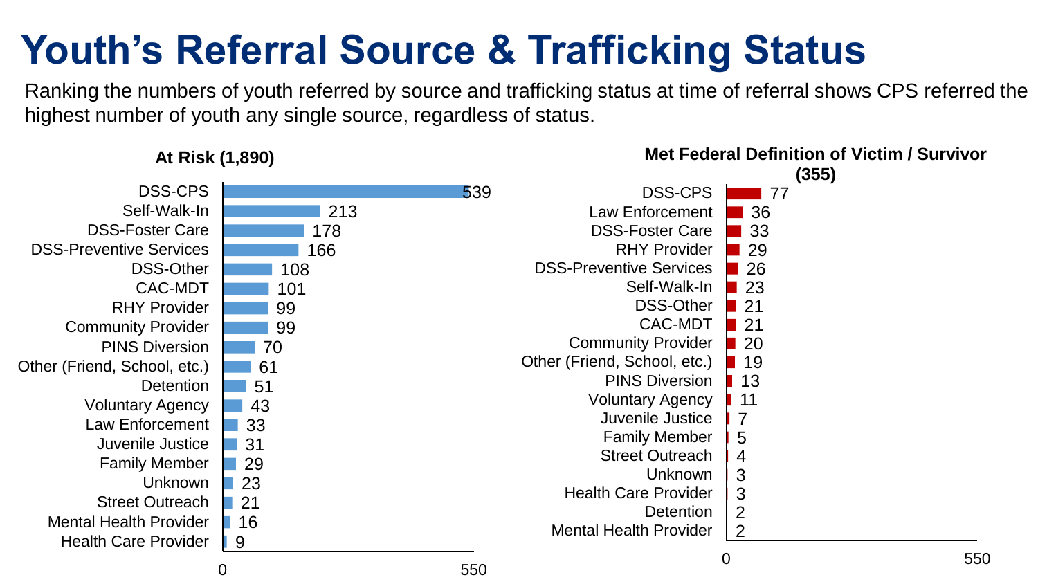# Youth's Referral Source & Trafficking Status

Ranking the numbers of youth referred by source and trafficking status at time of referral shows CPS referred the highest number of youth any single source, regardless of status.

**At Risk (1,890)**

| Referral Source | Count |
|---|---|
| DSS-CPS | 539 |
| Self-Walk-In | 213 |
| DSS-Foster Care | 178 |
| DSS-Preventive Services | 166 |
| DSS-Other | 108 |
| CAC-MDT | 101 |
| RHY Provider | 99 |
| Community Provider | 99 |
| PINS Diversion | 70 |
| Other (Friend, School, etc.) | 61 |
| Detention | 51 |
| Voluntary Agency | 43 |
| Law Enforcement | 33 |
| Juvenile Justice | 31 |
| Family Member | 29 |
| Unknown | 23 |
| Street Outreach | 21 |
| Mental Health Provider | 16 |
| Health Care Provider | 9 |

**Met Federal Definition of Victim / Survivor (355)**

| Referral Source | Count |
|---|---|
| DSS-CPS | 77 |
| Law Enforcement | 36 |
| DSS-Foster Care | 33 |
| RHY Provider | 29 |
| DSS-Preventive Services | 26 |
| Self-Walk-In | 23 |
| DSS-Other | 21 |
| CAC-MDT | 21 |
| Community Provider | 20 |
| Other (Friend, School, etc.) | 19 |
| PINS Diversion | 13 |
| Voluntary Agency | 11 |
| Juvenile Justice | 7 |
| Family Member | 5 |
| Street Outreach | 4 |
| Unknown | 3 |
| Health Care Provider | 3 |
| Detention | 2 |
| Mental Health Provider | 2 |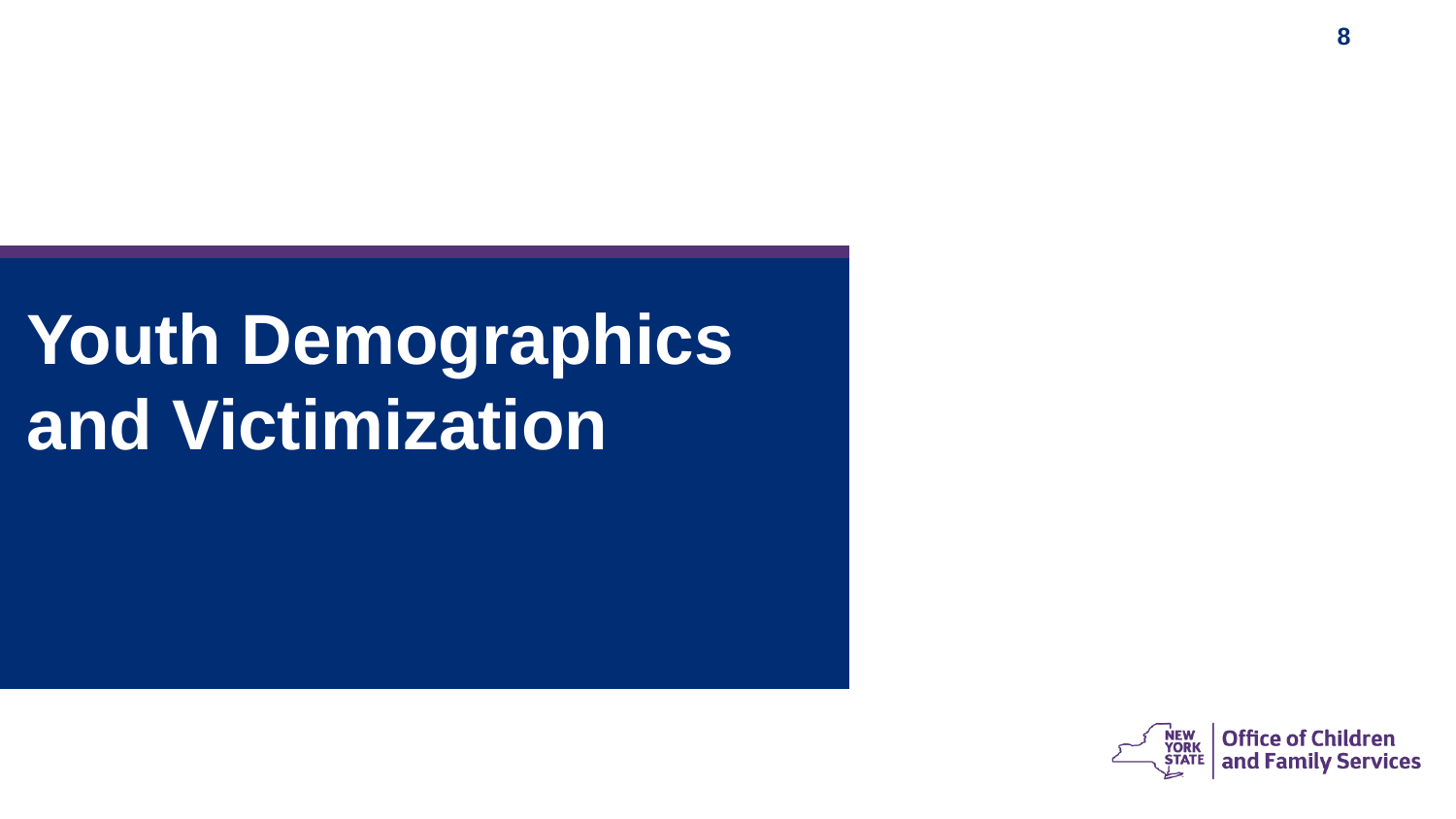# Youth Demographics and Victimization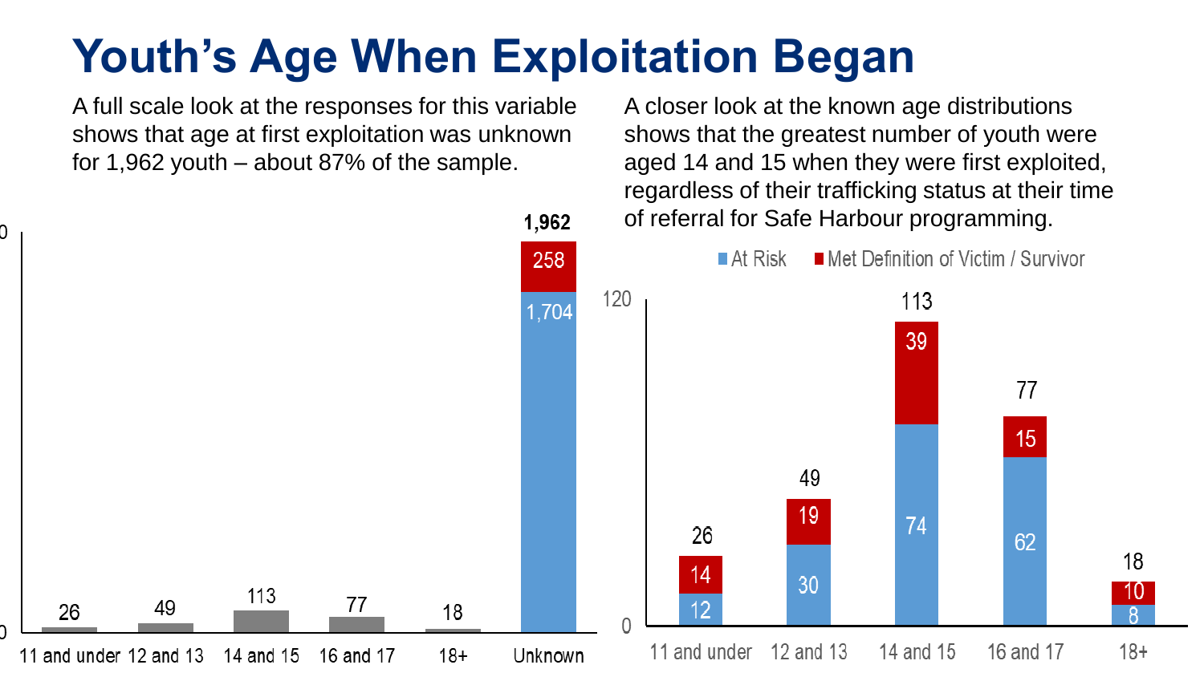# Youth's Age When Exploitation Began

A full scale look at the responses for this variable shows that age at first exploitation was unknown for 1,962 youth – about 87% of the sample.

| Age | Total |
|---|---|
| 11 and under | 26 |
| 12 and 13 | 49 |
| 14 and 15 | 113 |
| 16 and 17 | 77 |
| 18+ | 18 |
| Unknown | 1,962 (At Risk: 1,704; Met Definition of Victim / Survivor: 258) |

A closer look at the known age distributions shows that the greatest number of youth were aged 14 and 15 when they were first exploited, regardless of their trafficking status at their time of referral for Safe Harbour programming.

| Age | At Risk | Met Definition of Victim / Survivor | Total |
|---|---|---|---|
| 11 and under | 12 | 14 | 26 |
| 12 and 13 | 30 | 19 | 49 |
| 14 and 15 | 74 | 39 | 113 |
| 16 and 17 | 62 | 15 | 77 |
| 18+ | 8 | 10 | 18 |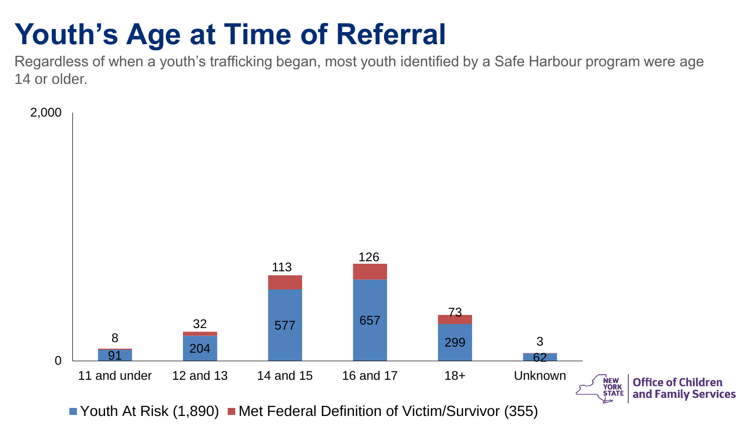# Youth's Age at Time of Referral

Regardless of when a youth's trafficking began, most youth identified by a Safe Harbour program were age 14 or older.

| Age | Youth At Risk (1,890) | Met Federal Definition of Victim/Survivor (355) |
| --- | --- | --- |
| 11 and under | 91 | 8 |
| 12 and 13 | 204 | 32 |
| 14 and 15 | 577 | 113 |
| 16 and 17 | 657 | 126 |
| 18+ | 299 | 73 |
| Unknown | 62 | 3 |

Office of Children and Family Services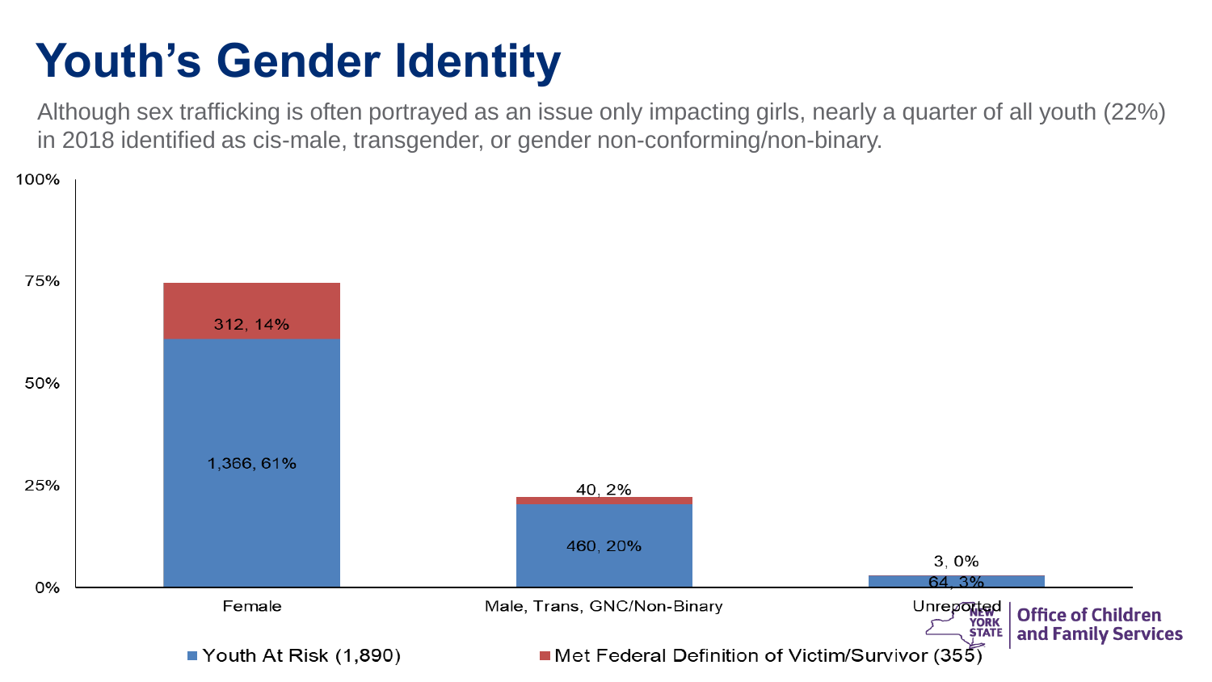# Youth's Gender Identity

Although sex trafficking is often portrayed as an issue only impacting girls, nearly a quarter of all youth (22%) in 2018 identified as cis-male, transgender, or gender non-conforming/non-binary.

| | Youth At Risk (1,890) | Met Federal Definition of Victim/Survivor (355) |
|---|---|---|
| Female | 1,366, 61% | 312, 14% |
| Male, Trans, GNC/Non-Binary | 460, 20% | 40, 2% |
| Unreported | 64, 3% | 3, 0% |

New York State Office of Children and Family Services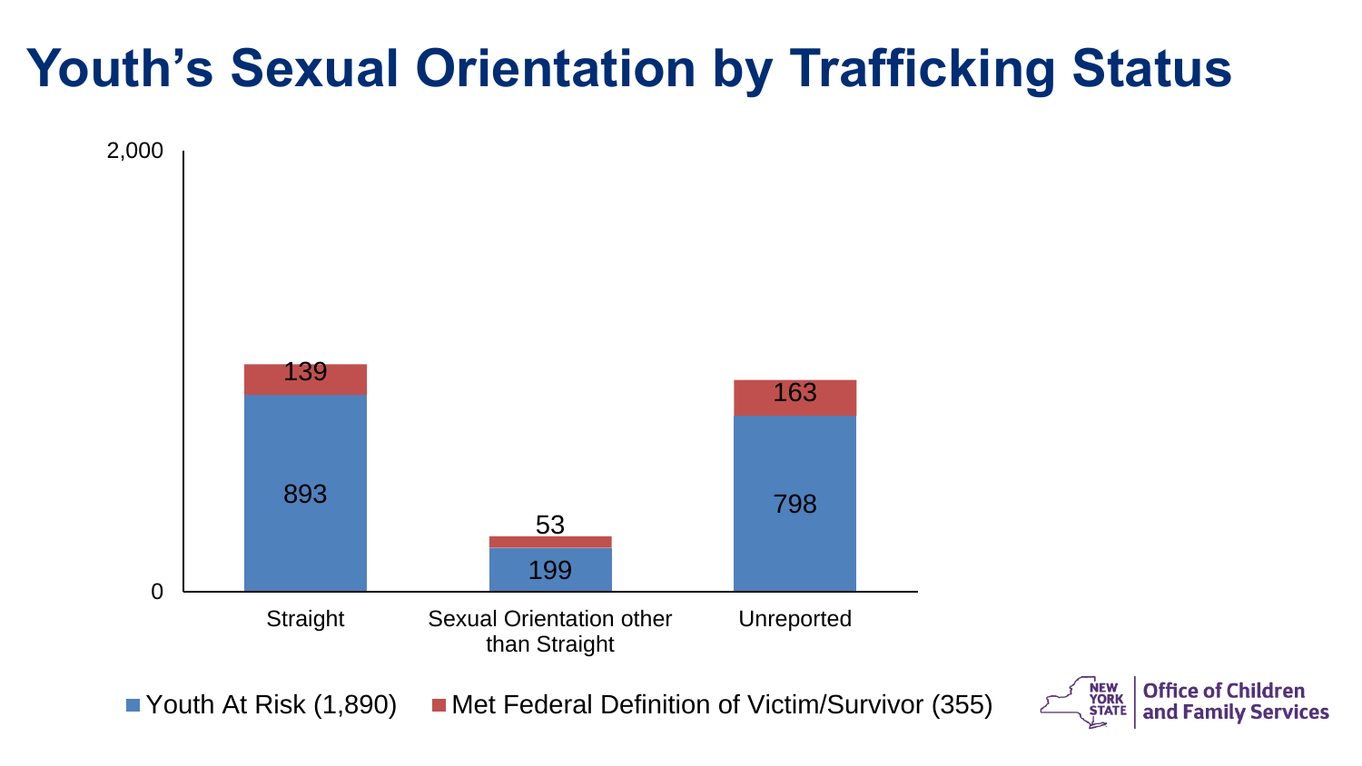# Youth's Sexual Orientation by Trafficking Status

| | Youth At Risk (1,890) | Met Federal Definition of Victim/Survivor (355) |
|---|---|---|
| Straight | 893 | 139 |
| Sexual Orientation other than Straight | 199 | 53 |
| Unreported | 798 | 163 |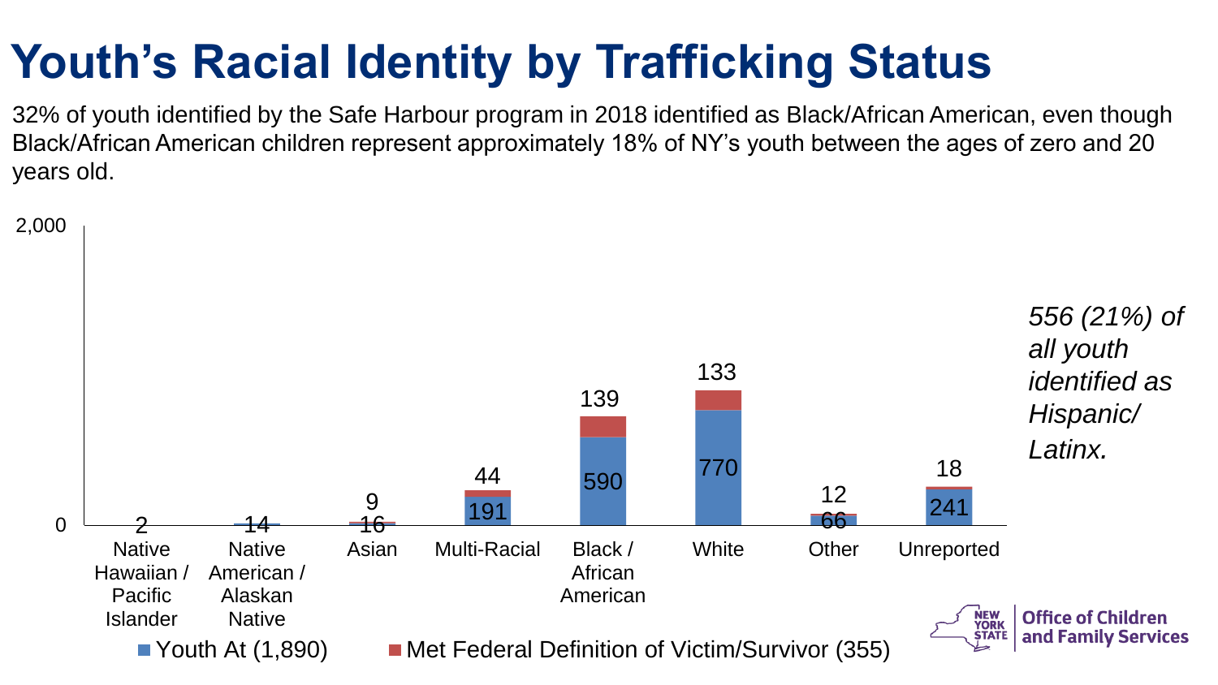# Youth's Racial Identity by Trafficking Status

32% of youth identified by the Safe Harbour program in 2018 identified as Black/African American, even though Black/African American children represent approximately 18% of NY's youth between the ages of zero and 20 years old.

| Racial Identity | Youth At (1,890) | Met Federal Definition of Victim/Survivor (355) |
| --- | --- | --- |
| Native Hawaiian / Pacific Islander | 2 | |
| Native American / Alaskan Native | 14 | |
| Asian | 16 | 9 |
| Multi-Racial | 191 | 44 |
| Black / African American | 590 | 139 |
| White | 770 | 133 |
| Other | 66 | 12 |
| Unreported | 241 | 18 |

*556 (21%) of all youth identified as Hispanic/ Latinx.*

Office of Children and Family Services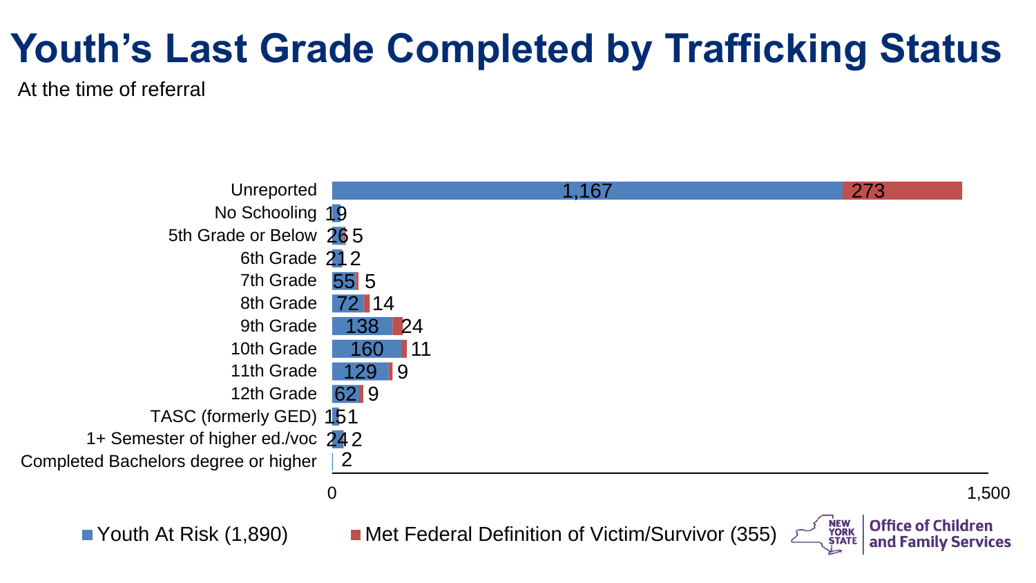# Youth's Last Grade Completed by Trafficking Status

At the time of referral

| Last Grade Completed | Youth At Risk (1,890) | Met Federal Definition of Victim/Survivor (355) |
|---|---|---|
| Unreported | 1,167 | 273 |
| No Schooling | 19 | |
| 5th Grade or Below | 26 | 5 |
| 6th Grade | 21 | 2 |
| 7th Grade | 55 | 5 |
| 8th Grade | 72 | 14 |
| 9th Grade | 138 | 24 |
| 10th Grade | 160 | 11 |
| 11th Grade | 129 | 9 |
| 12th Grade | 62 | 9 |
| TASC (formerly GED) | 15 | 1 |
| 1+ Semester of higher ed./voc | 24 | 2 |
| Completed Bachelors degree or higher | 2 | |

Office of Children and Family Services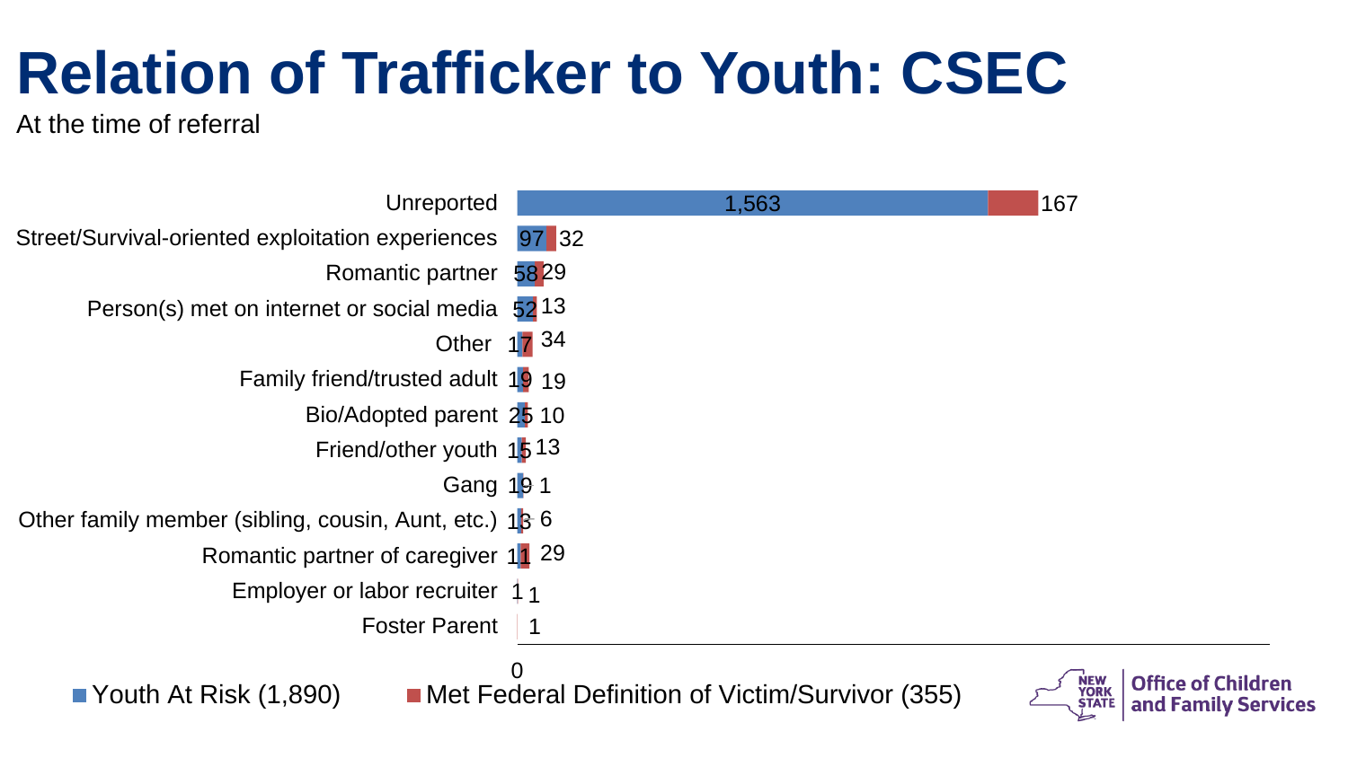# Relation of Trafficker to Youth: CSEC

At the time of referral

| Relation | Youth At Risk (1,890) | Met Federal Definition of Victim/Survivor (355) |
|---|---|---|
| Unreported | 1,563 | 167 |
| Street/Survival-oriented exploitation experiences | 97 | 32 |
| Romantic partner | 58 | 29 |
| Person(s) met on internet or social media | 52 | 13 |
| Other | 17 | 34 |
| Family friend/trusted adult | 19 | 19 |
| Bio/Adopted parent | 25 | 10 |
| Friend/other youth | 15 | 13 |
| Gang | 19 | 1 |
| Other family member (sibling, cousin, Aunt, etc.) | 13 | 6 |
| Romantic partner of caregiver | 11 | 29 |
| Employer or labor recruiter | 1 | 1 |
| Foster Parent | | 1 |

Office of Children and Family Services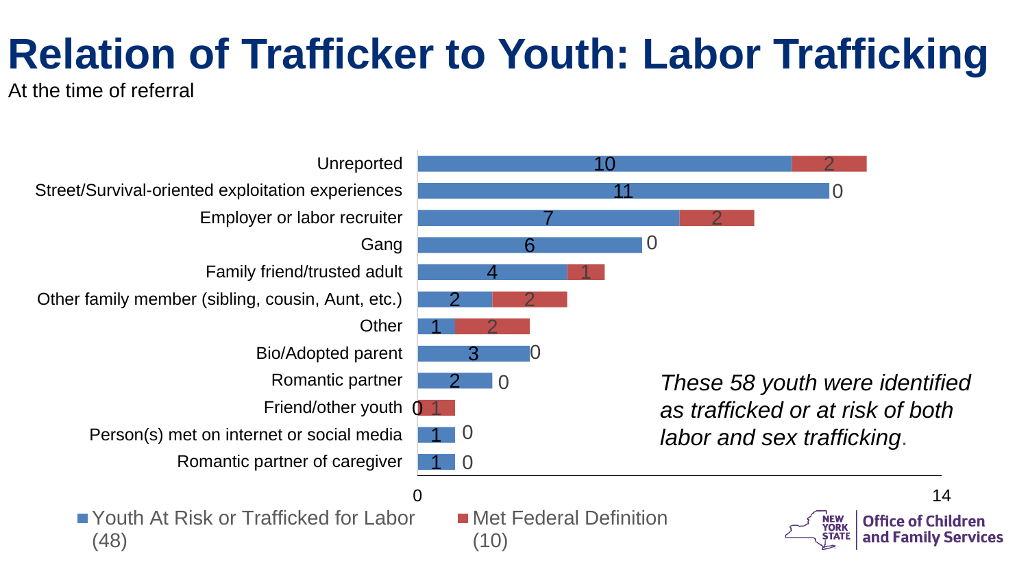# Relation of Trafficker to Youth: Labor Trafficking

At the time of referral

| Relation | Youth At Risk or Trafficked for Labor (48) | Met Federal Definition (10) |
| --- | --- | --- |
| Unreported | 10 | 2 |
| Street/Survival-oriented exploitation experiences | 11 | 0 |
| Employer or labor recruiter | 7 | 2 |
| Gang | 6 | 0 |
| Family friend/trusted adult | 4 | 1 |
| Other family member (sibling, cousin, Aunt, etc.) | 2 | 2 |
| Other | 1 | 2 |
| Bio/Adopted parent | 3 | 0 |
| Romantic partner | 2 | 0 |
| Friend/other youth | 0 | 1 |
| Person(s) met on internet or social media | 1 | 0 |
| Romantic partner of caregiver | 1 | 0 |

*These 58 youth were identified as trafficked or at risk of both labor and sex trafficking.*

New York State Office of Children and Family Services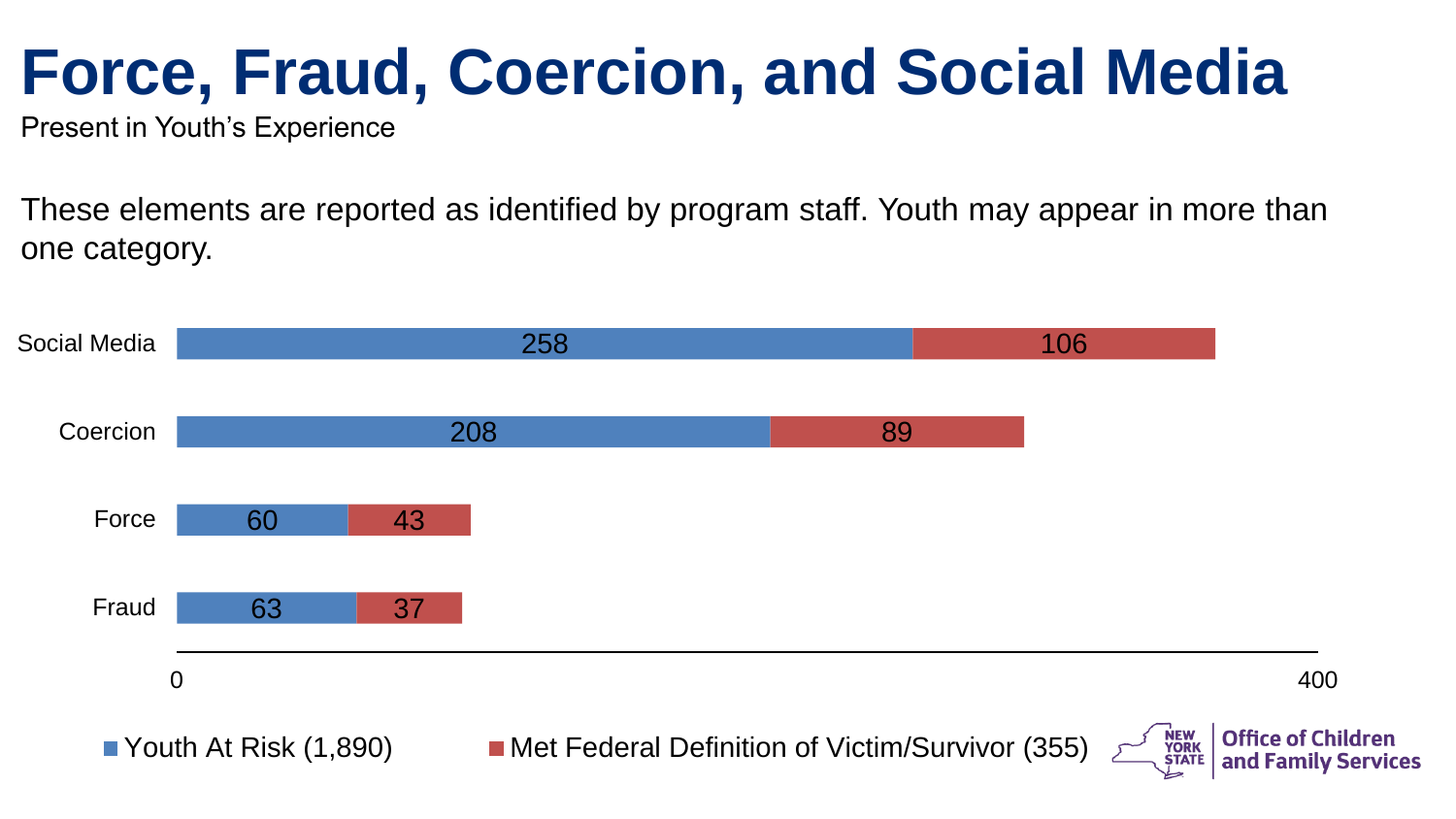# Force, Fraud, Coercion, and Social Media

Present in Youth's Experience

These elements are reported as identified by program staff. Youth may appear in more than one category.

| Element | Youth At Risk (1,890) | Met Federal Definition of Victim/Survivor (355) |
|---|---|---|
| Social Media | 258 | 106 |
| Coercion | 208 | 89 |
| Force | 60 | 43 |
| Fraud | 63 | 37 |

Office of Children and Family Services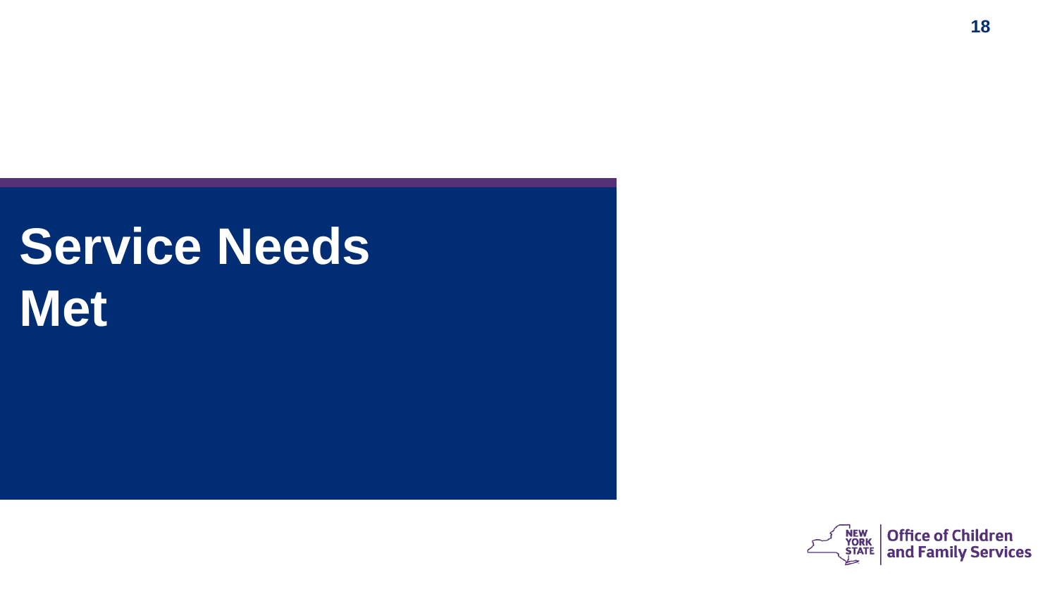# Service Needs Met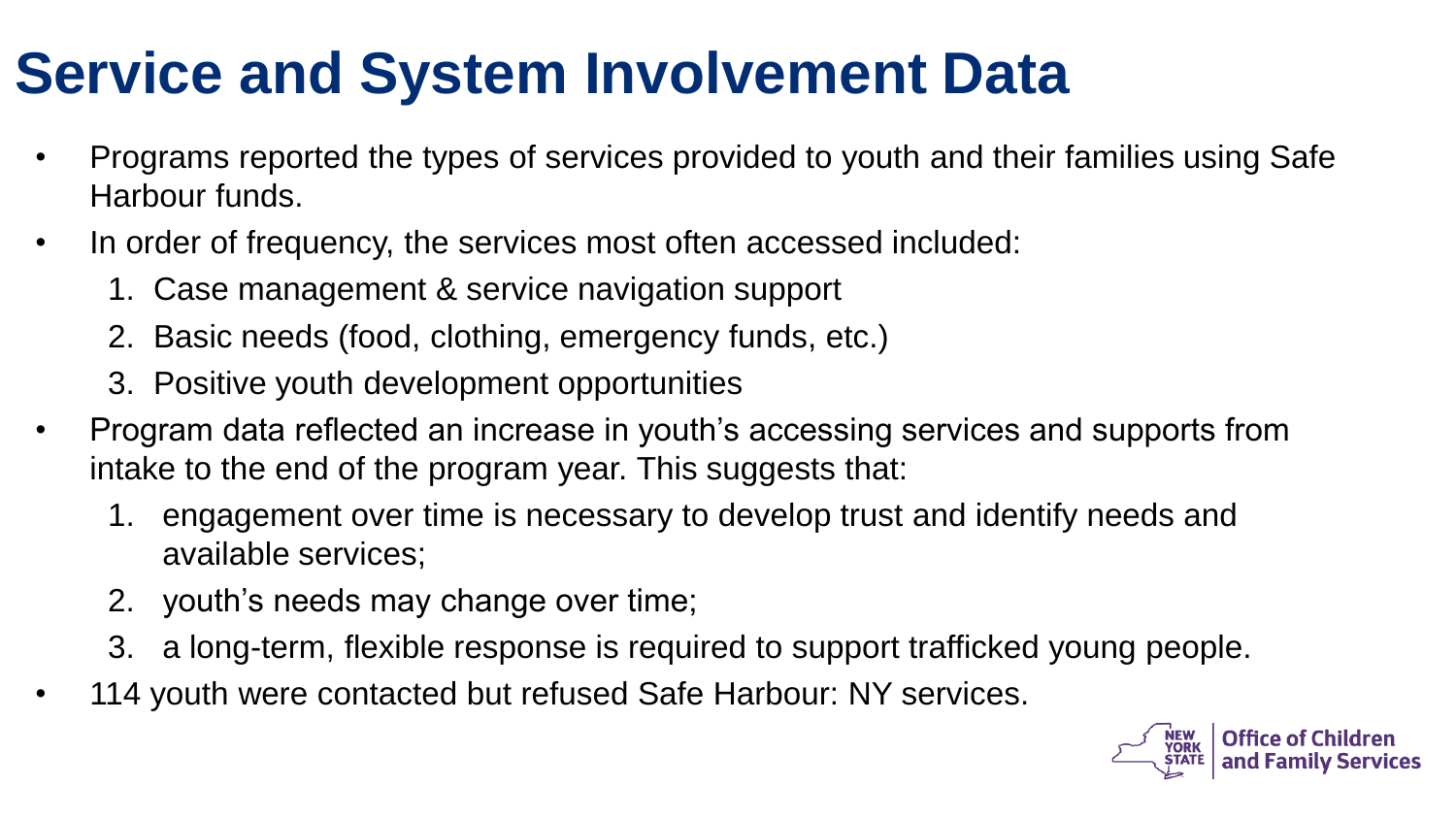# Service and System Involvement Data

- Programs reported the types of services provided to youth and their families using Safe Harbour funds.
- In order of frequency, the services most often accessed included:
  1. Case management & service navigation support
  2. Basic needs (food, clothing, emergency funds, etc.)
  3. Positive youth development opportunities
- Program data reflected an increase in youth's accessing services and supports from intake to the end of the program year. This suggests that:
  1. engagement over time is necessary to develop trust and identify needs and available services;
  2. youth's needs may change over time;
  3. a long-term, flexible response is required to support trafficked young people.
- 114 youth were contacted but refused Safe Harbour: NY services.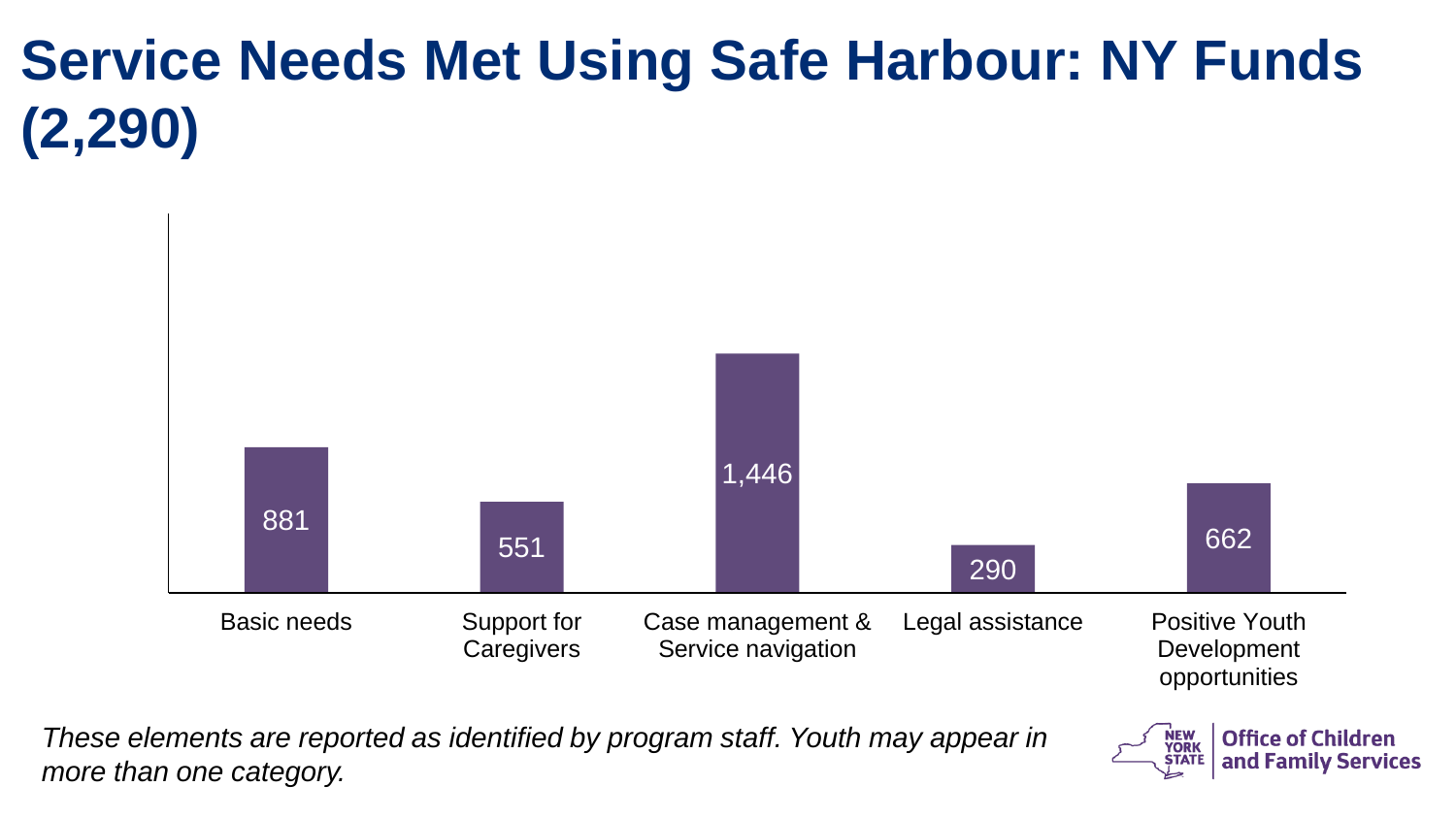# Service Needs Met Using Safe Harbour: NY Funds (2,290)

| Service Need | Count |
| --- | --- |
| Basic needs | 881 |
| Support for Caregivers | 551 |
| Case management & Service navigation | 1,446 |
| Legal assistance | 290 |
| Positive Youth Development opportunities | 662 |

*These elements are reported as identified by program staff. Youth may appear in more than one category.*

New York State Office of Children and Family Services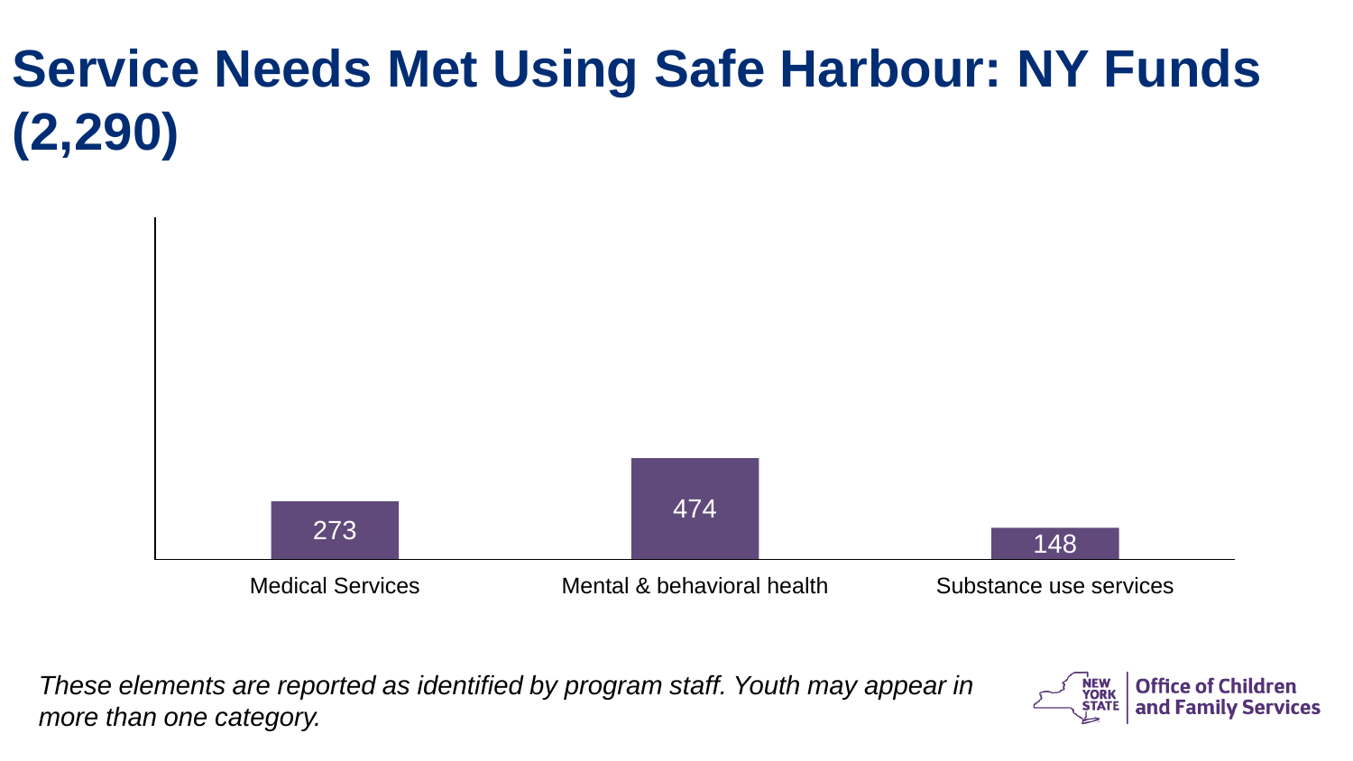# Service Needs Met Using Safe Harbour: NY Funds (2,290)

| Service | Count |
|---|---|
| Medical Services | 273 |
| Mental & behavioral health | 474 |
| Substance use services | 148 |

*These elements are reported as identified by program staff. Youth may appear in more than one category.*

NEW YORK STATE | Office of Children and Family Services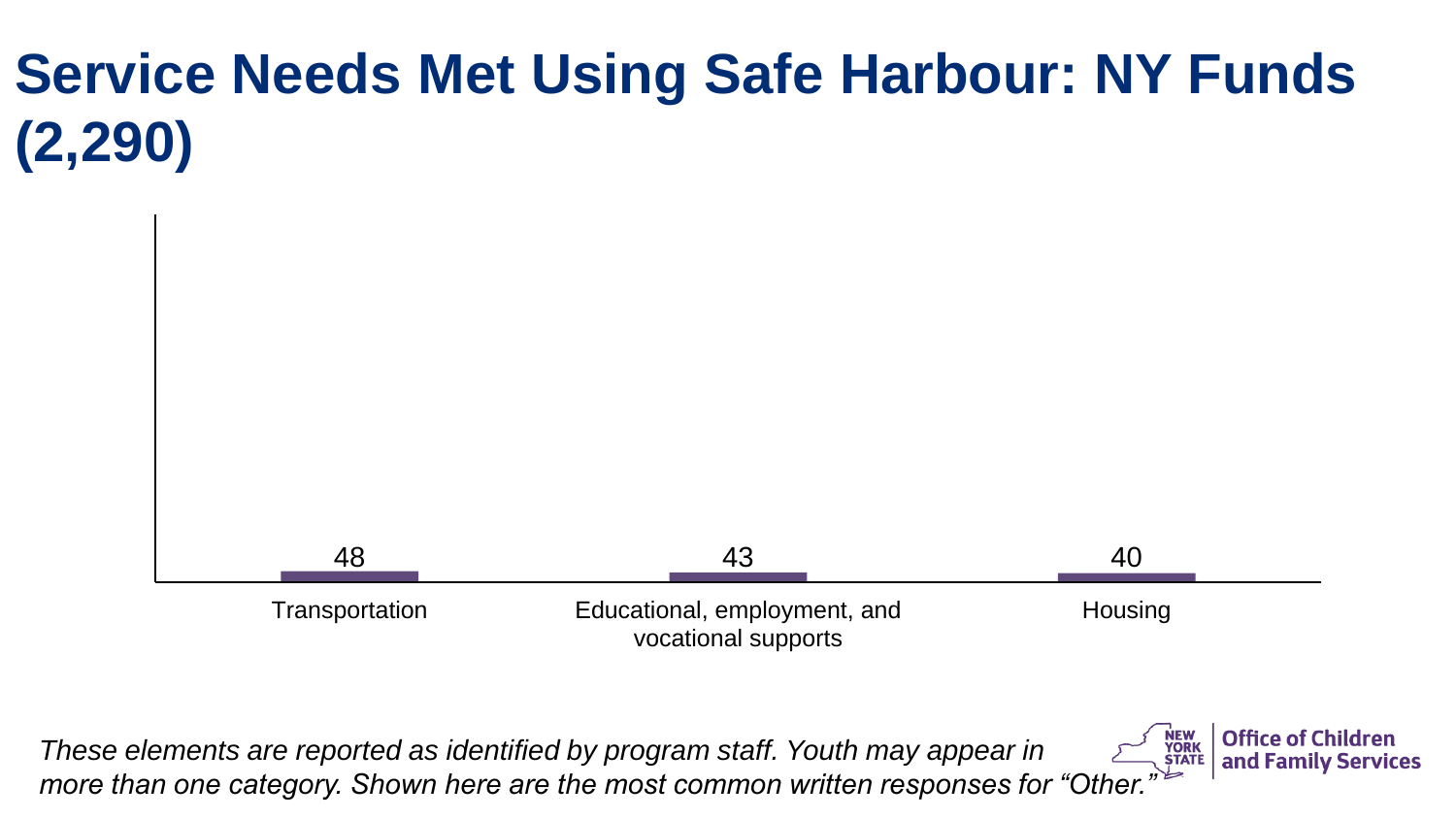# Service Needs Met Using Safe Harbour: NY Funds (2,290)

| Service Need | Count |
| --- | --- |
| Transportation | 48 |
| Educational, employment, and vocational supports | 43 |
| Housing | 40 |

*These elements are reported as identified by program staff. Youth may appear in more than one category. Shown here are the most common written responses for "Other."*

NEW YORK STATE | Office of Children and Family Services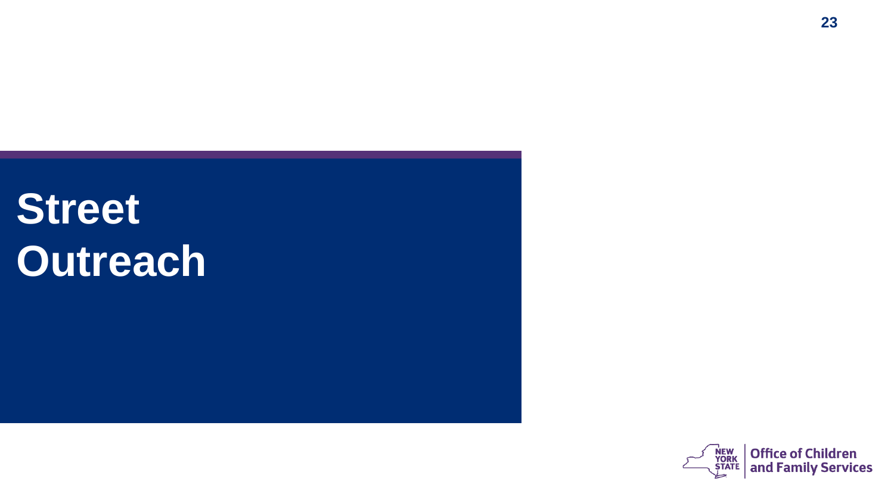# Street Outreach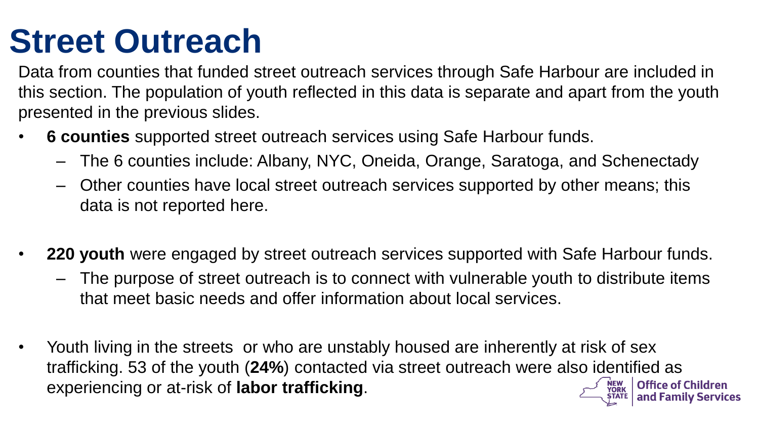# Street Outreach

Data from counties that funded street outreach services through Safe Harbour are included in this section. The population of youth reflected in this data is separate and apart from the youth presented in the previous slides.

- **6 counties** supported street outreach services using Safe Harbour funds.
  - The 6 counties include: Albany, NYC, Oneida, Orange, Saratoga, and Schenectady
  - Other counties have local street outreach services supported by other means; this data is not reported here.

- **220 youth** were engaged by street outreach services supported with Safe Harbour funds.
  - The purpose of street outreach is to connect with vulnerable youth to distribute items that meet basic needs and offer information about local services.

- Youth living in the streets or who are unstably housed are inherently at risk of sex trafficking. 53 of the youth (**24%**) contacted via street outreach were also identified as experiencing or at-risk of **labor trafficking**.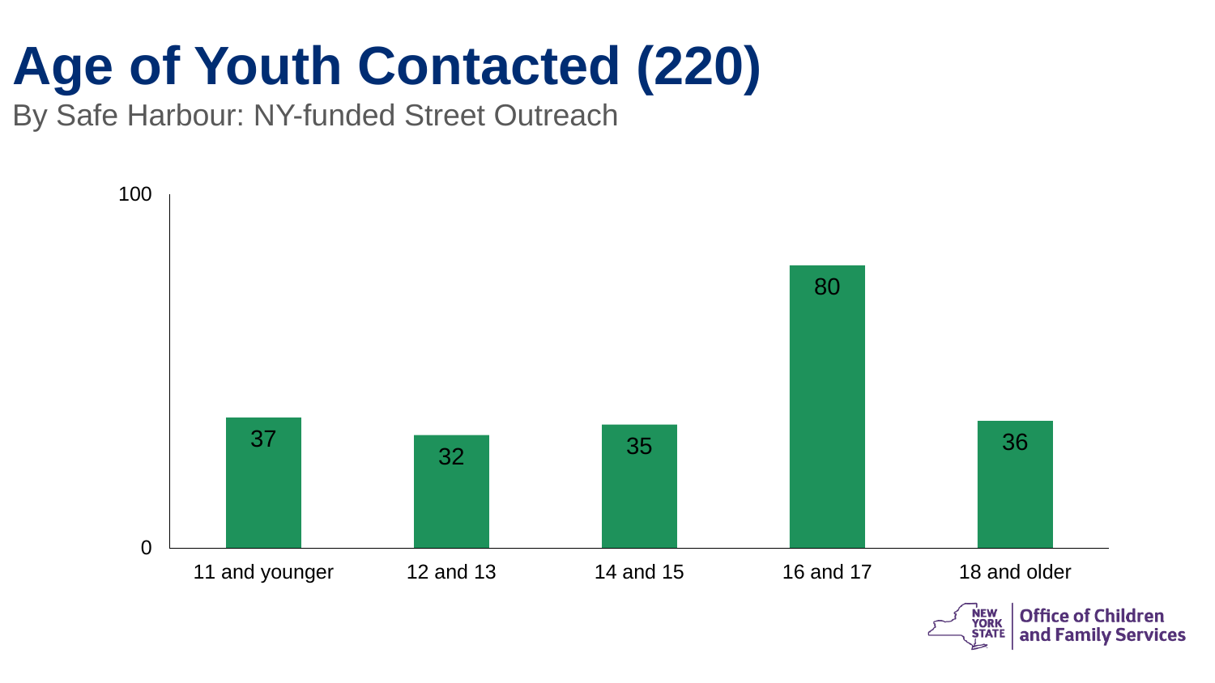# Age of Youth Contacted (220)

By Safe Harbour: NY-funded Street Outreach

| Age | Youth Contacted |
| --- | --- |
| 11 and younger | 37 |
| 12 and 13 | 32 |
| 14 and 15 | 35 |
| 16 and 17 | 80 |
| 18 and older | 36 |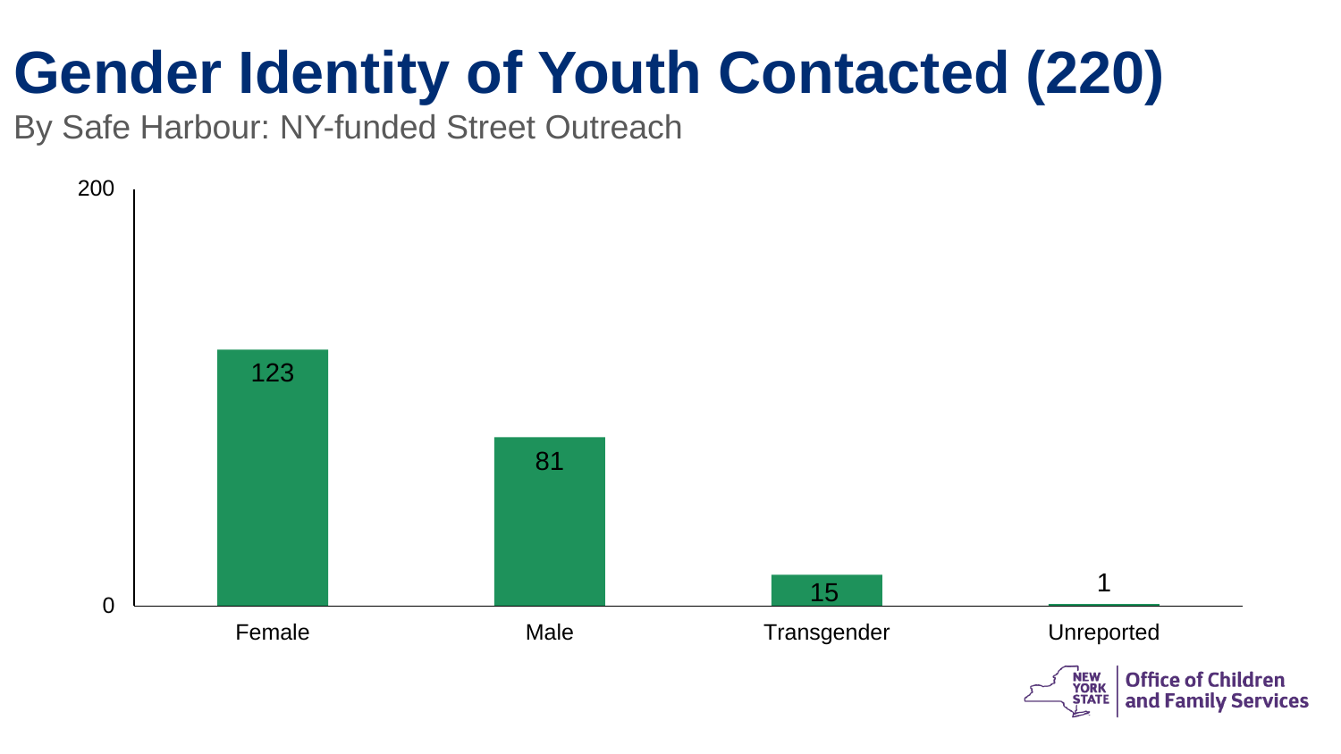# Gender Identity of Youth Contacted (220)

By Safe Harbour: NY-funded Street Outreach

| Gender Identity | Count |
|---|---|
| Female | 123 |
| Male | 81 |
| Transgender | 15 |
| Unreported | 1 |

New York State Office of Children and Family Services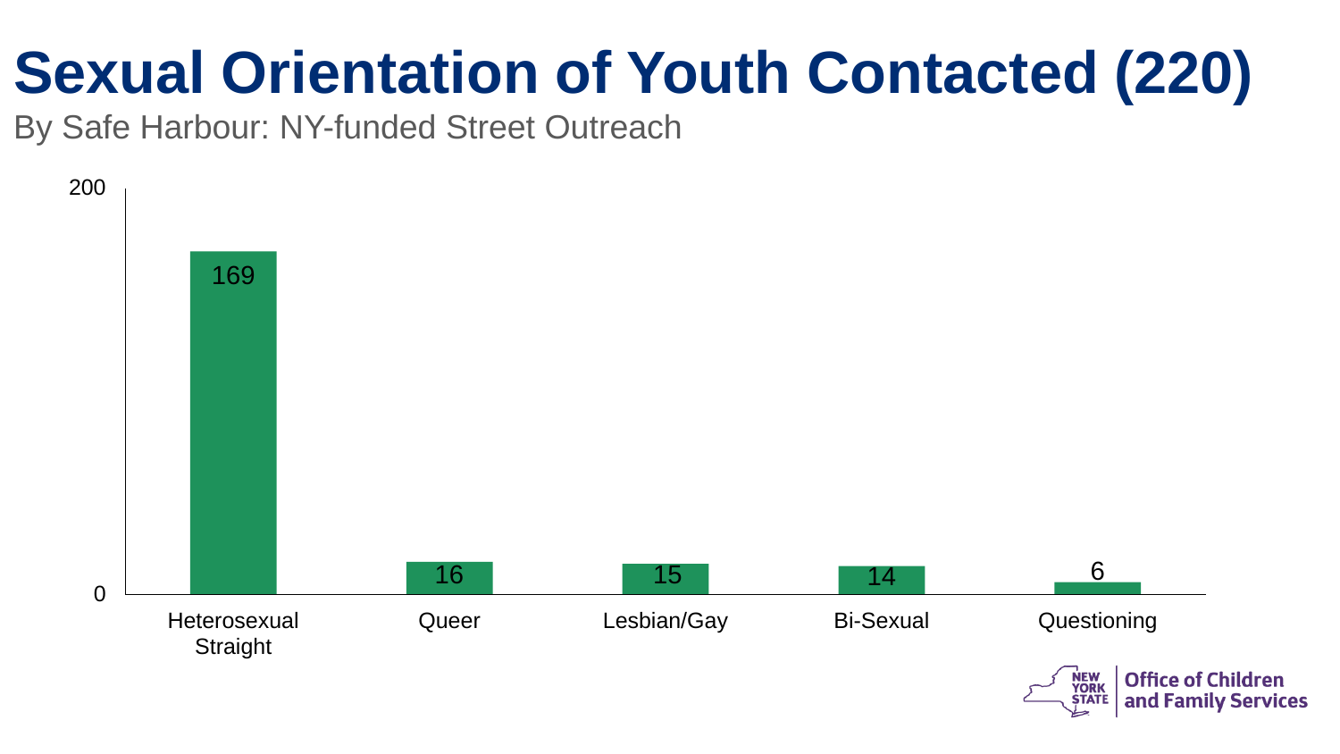# Sexual Orientation of Youth Contacted (220)

By Safe Harbour: NY-funded Street Outreach

| Sexual Orientation | Count |
| --- | --- |
| Heterosexual Straight | 169 |
| Queer | 16 |
| Lesbian/Gay | 15 |
| Bi-Sexual | 14 |
| Questioning | 6 |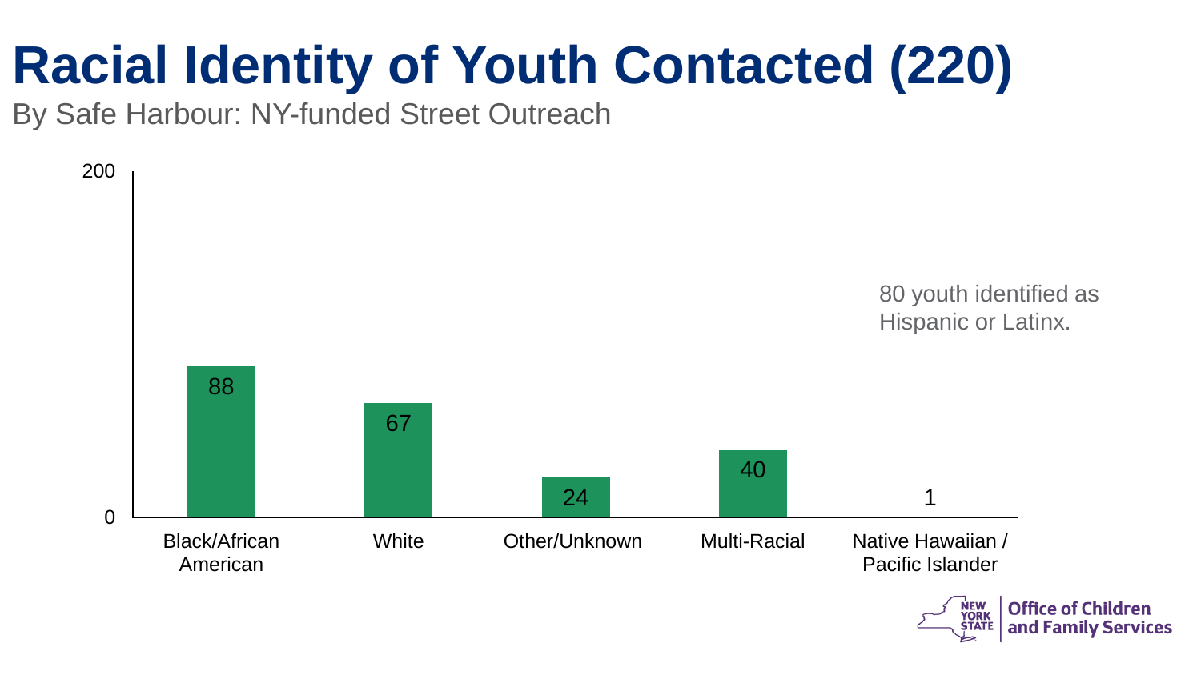# Racial Identity of Youth Contacted (220)

By Safe Harbour: NY-funded Street Outreach

| Racial Identity | Youth Contacted |
| --- | --- |
| Black/African American | 88 |
| White | 67 |
| Other/Unknown | 24 |
| Multi-Racial | 40 |
| Native Hawaiian / Pacific Islander | 1 |

80 youth identified as Hispanic or Latinx.

New York State Office of Children and Family Services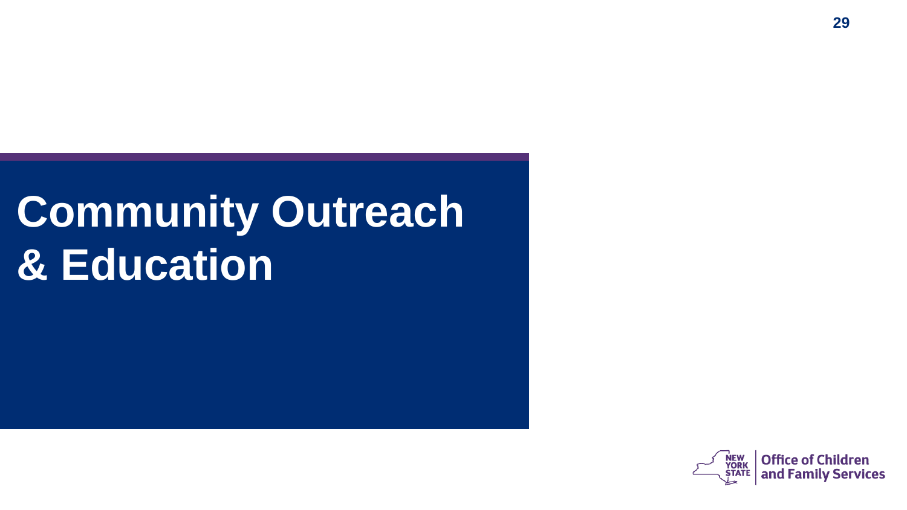# Community Outreach & Education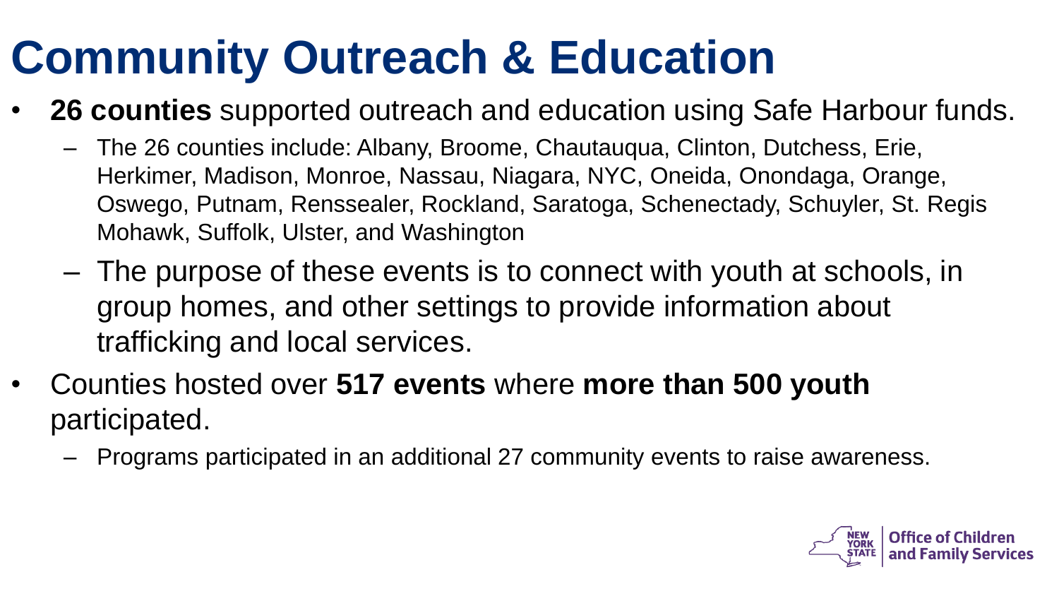# Community Outreach & Education

- **26 counties** supported outreach and education using Safe Harbour funds.
  - The 26 counties include: Albany, Broome, Chautauqua, Clinton, Dutchess, Erie, Herkimer, Madison, Monroe, Nassau, Niagara, NYC, Oneida, Onondaga, Orange, Oswego, Putnam, Rensselaer, Rockland, Saratoga, Schenectady, Schuyler, St. Regis Mohawk, Suffolk, Ulster, and Washington
  - The purpose of these events is to connect with youth at schools, in group homes, and other settings to provide information about trafficking and local services.
- Counties hosted over **517 events** where **more than 500 youth** participated.
  - Programs participated in an additional 27 community events to raise awareness.

NEW YORK STATE | Office of Children and Family Services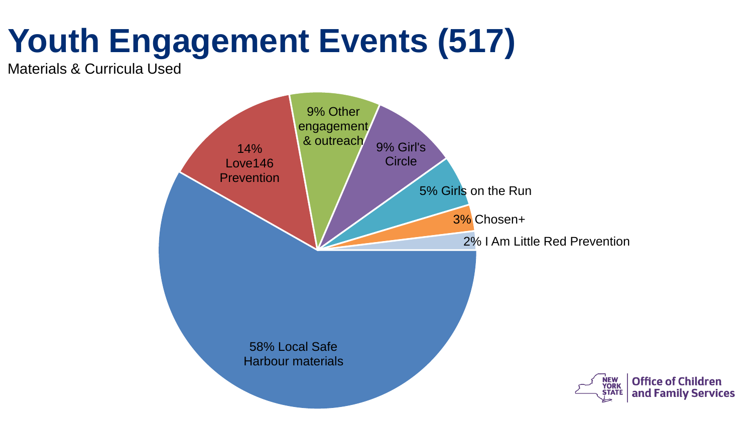# Youth Engagement Events (517)

Materials & Curricula Used

- 58% Local Safe Harbour materials
- 14% Love146 Prevention
- 9% Other engagement & outreach
- 9% Girl's Circle
- 5% Girls on the Run
- 3% Chosen+
- 2% I Am Little Red Prevention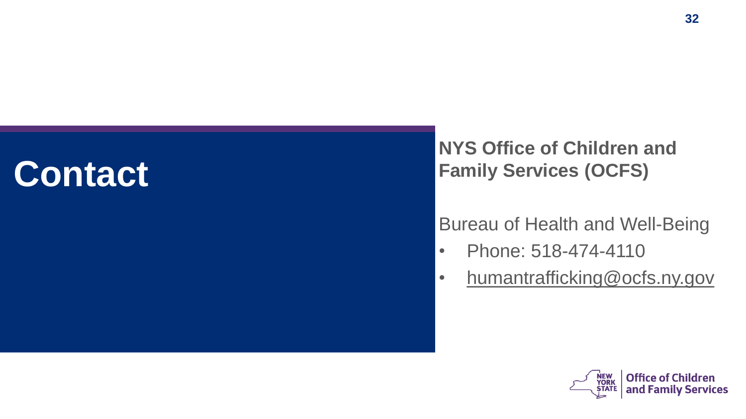# Contact

**NYS Office of Children and Family Services (OCFS)**

Bureau of Health and Well-Being

- Phone: 518-474-4110
- humantrafficking@ocfs.ny.gov